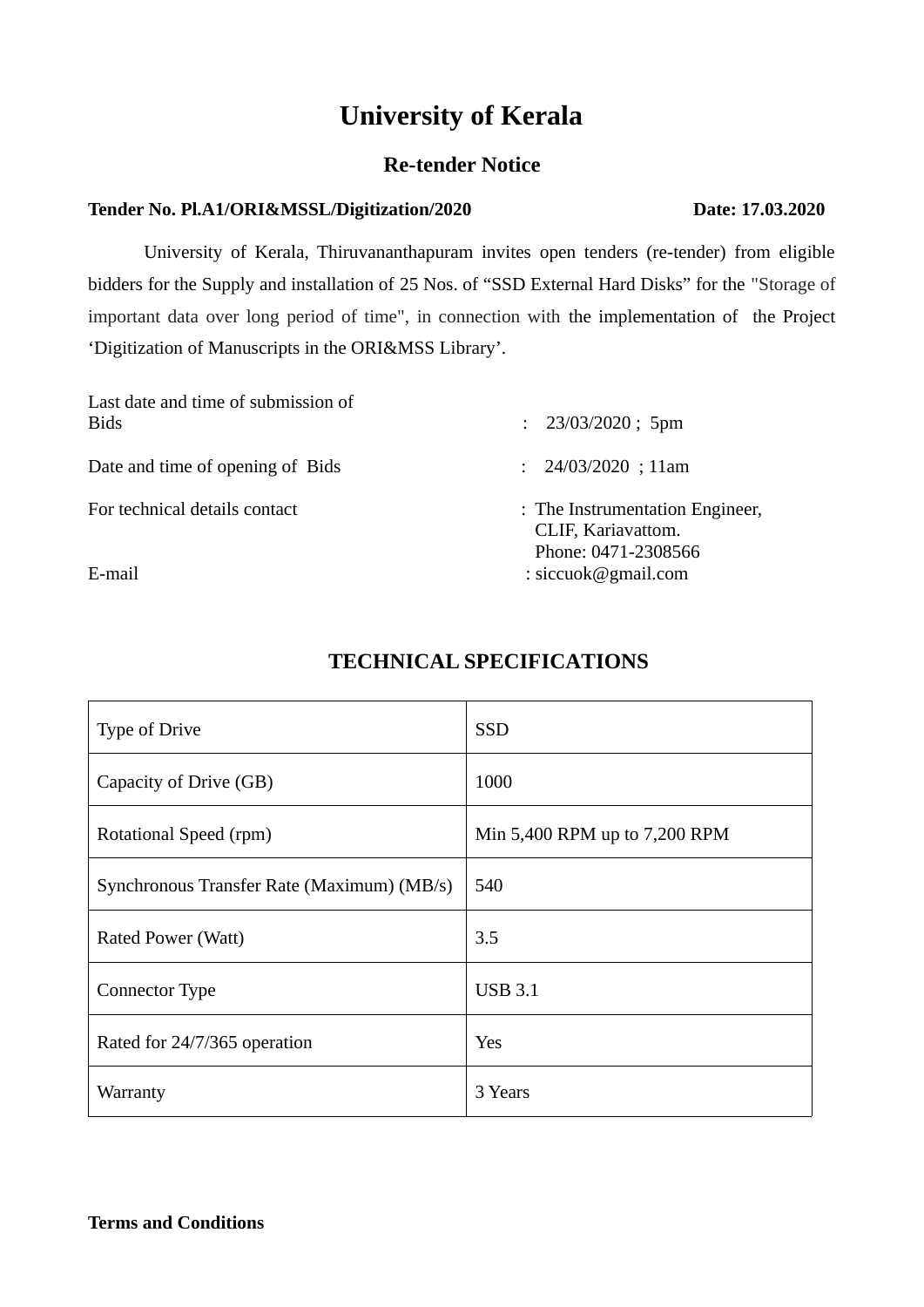# University of Kerala

## Re-tender Notice

**Tender No. Pl.A1/ORI&MSSL/Digitization/2020** **Date: 17.03.2020**

University of Kerala, Thiruvananthapuram invites open tenders (re-tender) from eligible bidders for the Supply and installation of 25 Nos. of "SSD External Hard Disks" for the "Storage of important data over long period of time", in connection with the implementation of the Project 'Digitization of Manuscripts in the ORI&MSS Library'.

Last date and time of submission of Bids : 23/03/2020 ; 5pm

Date and time of opening of Bids : 24/03/2020 ; 11am

For technical details contact : The Instrumentation Engineer, CLIF, Kariavattom. Phone: 0471-2308566

E-mail : siccuok@gmail.com

## TECHNICAL SPECIFICATIONS

| Specification | Value |
|---|---|
| Type of Drive | SSD |
| Capacity of Drive (GB) | 1000 |
| Rotational Speed (rpm) | Min 5,400 RPM up to 7,200 RPM |
| Synchronous Transfer Rate (Maximum) (MB/s) | 540 |
| Rated Power (Watt) | 3.5 |
| Connector Type | USB 3.1 |
| Rated for 24/7/365 operation | Yes |
| Warranty | 3 Years |

**Terms and Conditions**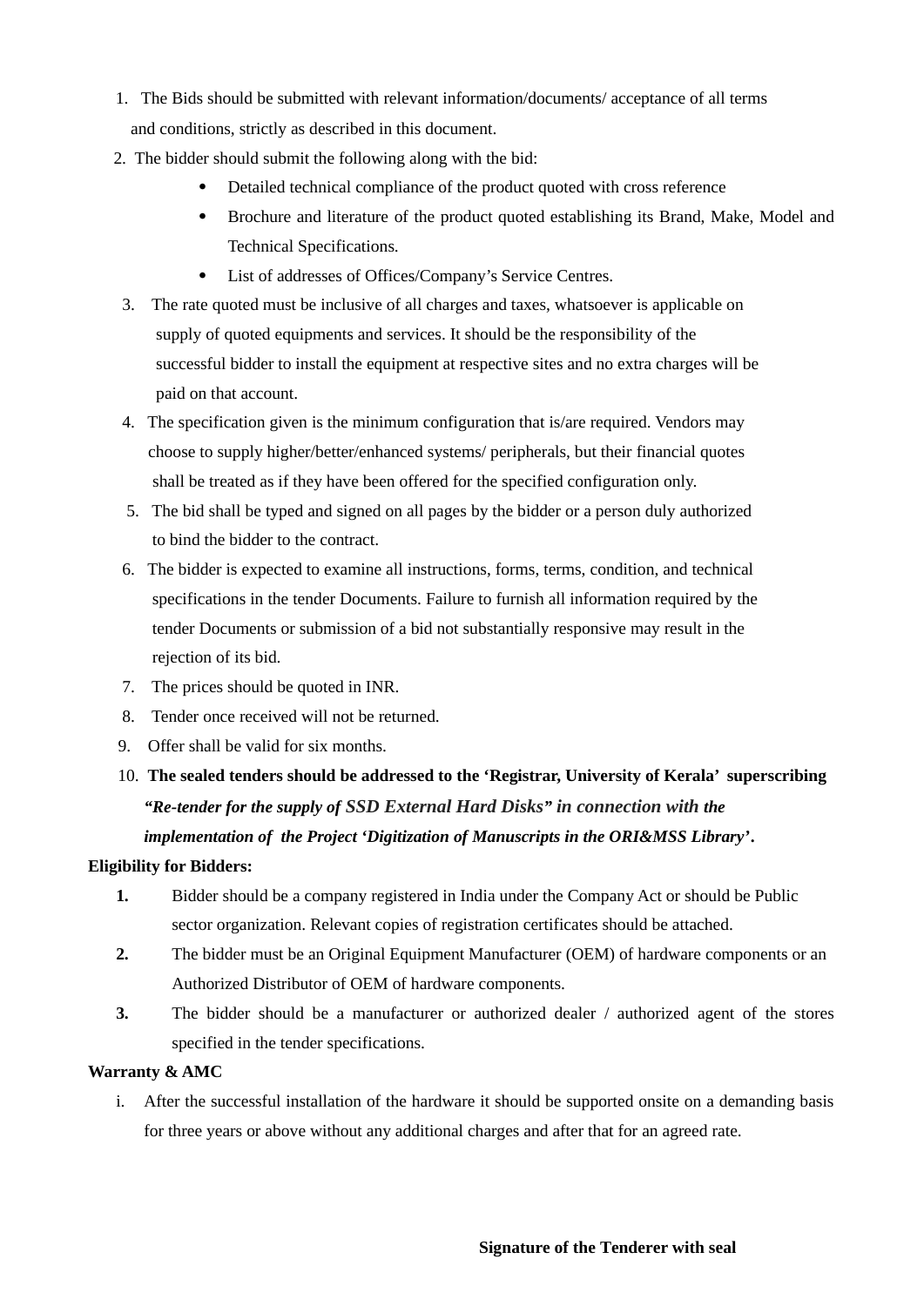1. The Bids should be submitted with relevant information/documents/ acceptance of all terms and conditions, strictly as described in this document.
2. The bidder should submit the following along with the bid:
   - Detailed technical compliance of the product quoted with cross reference
   - Brochure and literature of the product quoted establishing its Brand, Make, Model and Technical Specifications.
   - List of addresses of Offices/Company's Service Centres.
3. The rate quoted must be inclusive of all charges and taxes, whatsoever is applicable on supply of quoted equipments and services. It should be the responsibility of the successful bidder to install the equipment at respective sites and no extra charges will be paid on that account.
4. The specification given is the minimum configuration that is/are required. Vendors may choose to supply higher/better/enhanced systems/ peripherals, but their financial quotes shall be treated as if they have been offered for the specified configuration only.
5. The bid shall be typed and signed on all pages by the bidder or a person duly authorized to bind the bidder to the contract.
6. The bidder is expected to examine all instructions, forms, terms, condition, and technical specifications in the tender Documents. Failure to furnish all information required by the tender Documents or submission of a bid not substantially responsive may result in the rejection of its bid.
7. The prices should be quoted in INR.
8. Tender once received will not be returned.
9. Offer shall be valid for six months.
10. **The sealed tenders should be addressed to the 'Registrar, University of Kerala' superscribing *"Re-tender for the supply of SSD External Hard Disks" in connection with the implementation of the Project 'Digitization of Manuscripts in the ORI&MSS Library'*.**

**Eligibility for Bidders:**

1. Bidder should be a company registered in India under the Company Act or should be Public sector organization. Relevant copies of registration certificates should be attached.
2. The bidder must be an Original Equipment Manufacturer (OEM) of hardware components or an Authorized Distributor of OEM of hardware components.
3. The bidder should be a manufacturer or authorized dealer / authorized agent of the stores specified in the tender specifications.

**Warranty & AMC**

i. After the successful installation of the hardware it should be supported onsite on a demanding basis for three years or above without any additional charges and after that for an agreed rate.

**Signature of the Tenderer with seal**